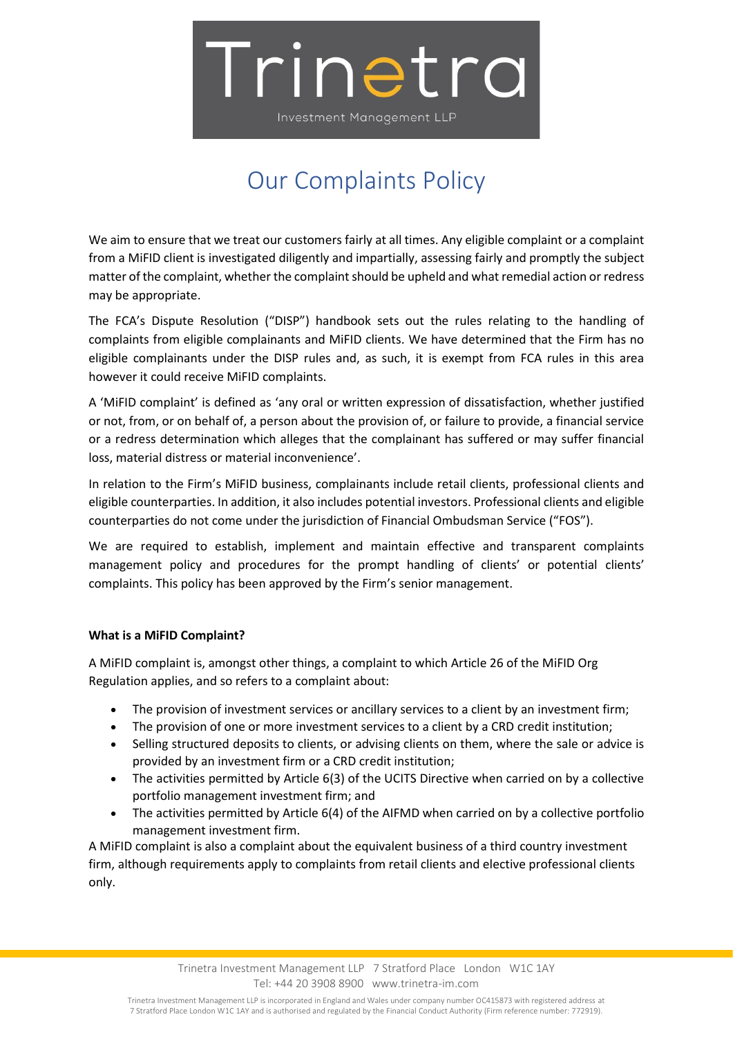# Our Complaints Policy

We aim to ensure that we treat our customers fairly at all times. Any eligible complaint or a complaint from a MiFID client is investigated diligently and impartially, assessing fairly and promptly the subject matter of the complaint, whether the complaint should be upheld and what remedial action or redress may be appropriate.

The FCA's Dispute Resolution ("DISP") handbook sets out the rules relating to the handling of complaints from eligible complainants and MiFID clients. We have determined that the Firm has no eligible complainants under the DISP rules and, as such, it is exempt from FCA rules in this area however it could receive MiFID complaints.

A 'MiFID complaint' is defined as 'any oral or written expression of dissatisfaction, whether justified or not, from, or on behalf of, a person about the provision of, or failure to provide, a financial service or a redress determination which alleges that the complainant has suffered or may suffer financial loss, material distress or material inconvenience'.

In relation to the Firm's MiFID business, complainants include retail clients, professional clients and eligible counterparties. In addition, it also includes potential investors. Professional clients and eligible counterparties do not come under the jurisdiction of Financial Ombudsman Service ("FOS").

We are required to establish, implement and maintain effective and transparent complaints management policy and procedures for the prompt handling of clients' or potential clients' complaints. This policy has been approved by the Firm's senior management.

**What is a MiFID Complaint?**

A MiFID complaint is, amongst other things, a complaint to which Article 26 of the MiFID Org Regulation applies, and so refers to a complaint about:

- The provision of investment services or ancillary services to a client by an investment firm;
- The provision of one or more investment services to a client by a CRD credit institution;
- Selling structured deposits to clients, or advising clients on them, where the sale or advice is provided by an investment firm or a CRD credit institution;
- The activities permitted by Article 6(3) of the UCITS Directive when carried on by a collective portfolio management firm; and
- The activities permitted by Article 6(4) of the AIFMD when carried on by a collective portfolio management investment firm.

A MiFID complaint is also a complaint about the equivalent business of a third country investment firm, although requirements apply to complaints from retail clients and elective professional clients only.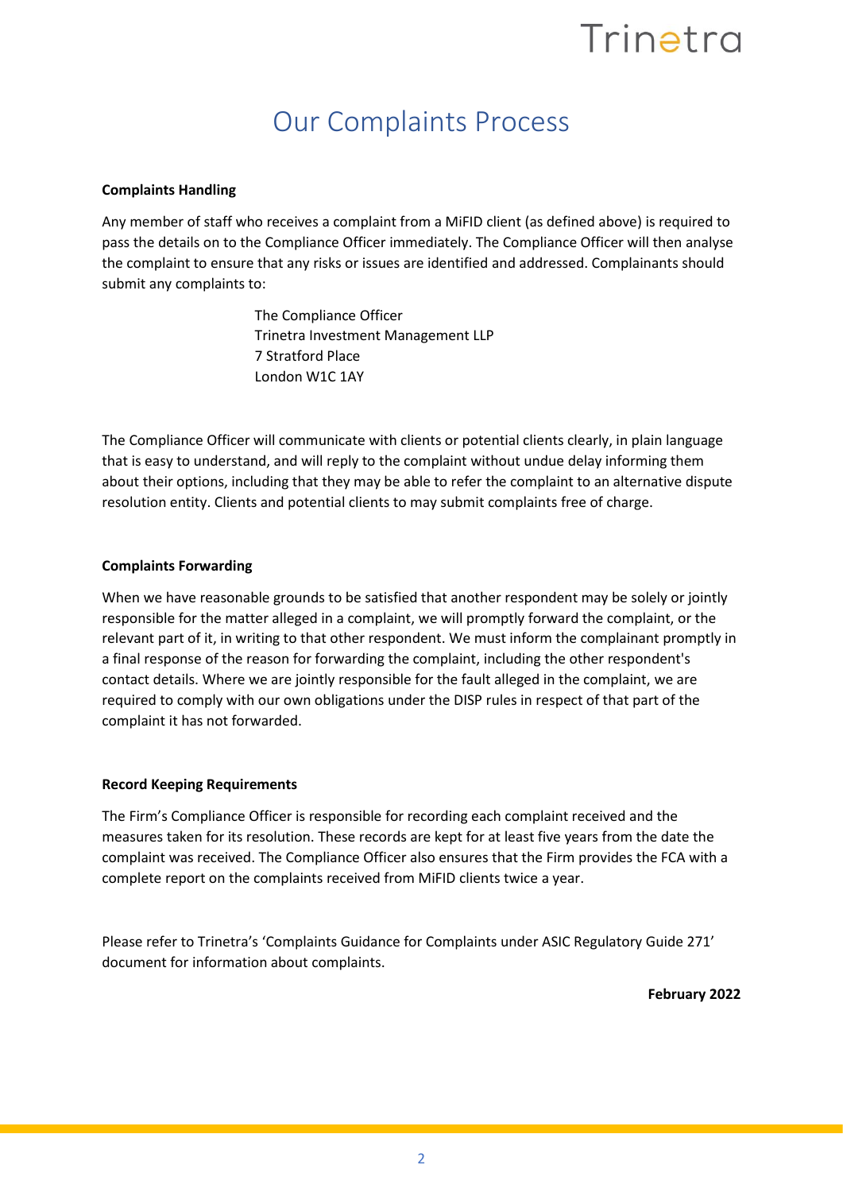# Our Complaints Process

**Complaints Handling**

Any member of staff who receives a complaint from a MiFID client (as defined above) is required to pass the details on to the Compliance Officer immediately. The Compliance Officer will then analyse the complaint to ensure that any risks or issues are identified and addressed. Complainants should submit any complaints to:

The Compliance Officer
Trinetra Investment Management LLP
7 Stratford Place
London W1C 1AY

The Compliance Officer will communicate with clients or potential clients clearly, in plain language that is easy to understand, and will reply to the complaint without undue delay informing them about their options, including that they may be able to refer the complaint to an alternative dispute resolution entity. Clients and potential clients to may submit complaints free of charge.

**Complaints Forwarding**

When we have reasonable grounds to be satisfied that another respondent may be solely or jointly responsible for the matter alleged in a complaint, we will promptly forward the complaint, or the relevant part of it, in writing to that other respondent. We must inform the complainant promptly in a final response of the reason for forwarding the complaint, including the other respondent's contact details. Where we are jointly responsible for the fault alleged in the complaint, we are required to comply with our own obligations under the DISP rules in respect of that part of the complaint it has not forwarded.

**Record Keeping Requirements**

The Firm's Compliance Officer is responsible for recording each complaint received and the measures taken for its resolution. These records are kept for at least five years from the date the complaint was received. The Compliance Officer also ensures that the Firm provides the FCA with a complete report on the complaints received from MiFID clients twice a year.

Please refer to Trinetra's 'Complaints Guidance for Complaints under ASIC Regulatory Guide 271' document for information about complaints.

**February 2022**